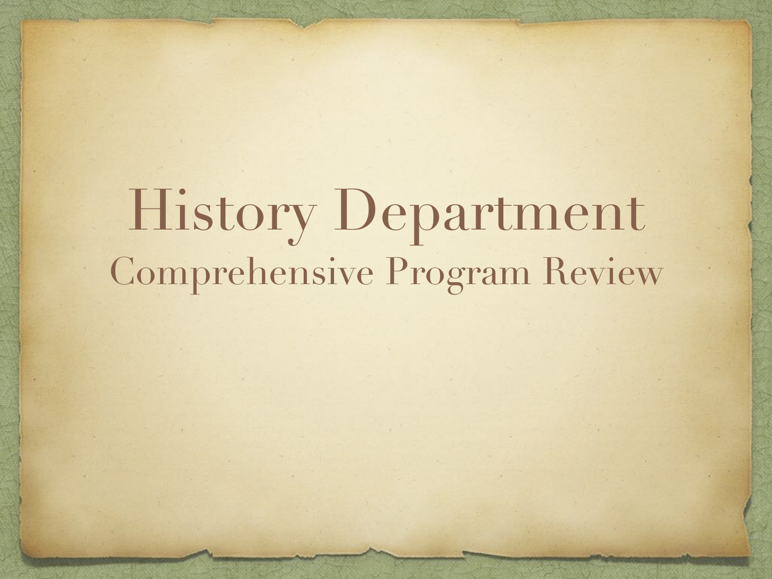# History Department

## Comprehensive Program Review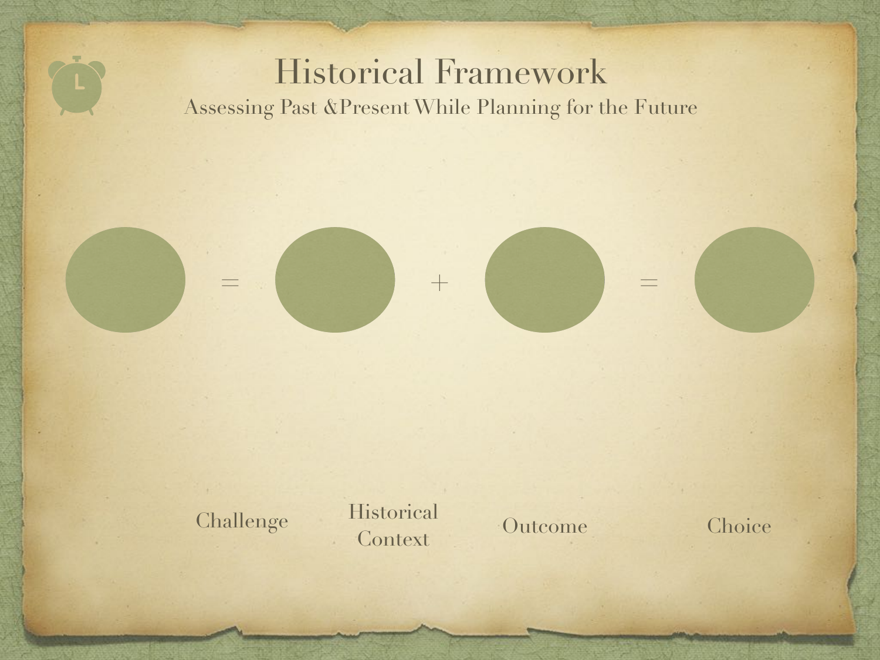# Historical Framework

## Assessing Past &Present While Planning for the Future

= + =

Challenge

Historical Context

Outcome

Choice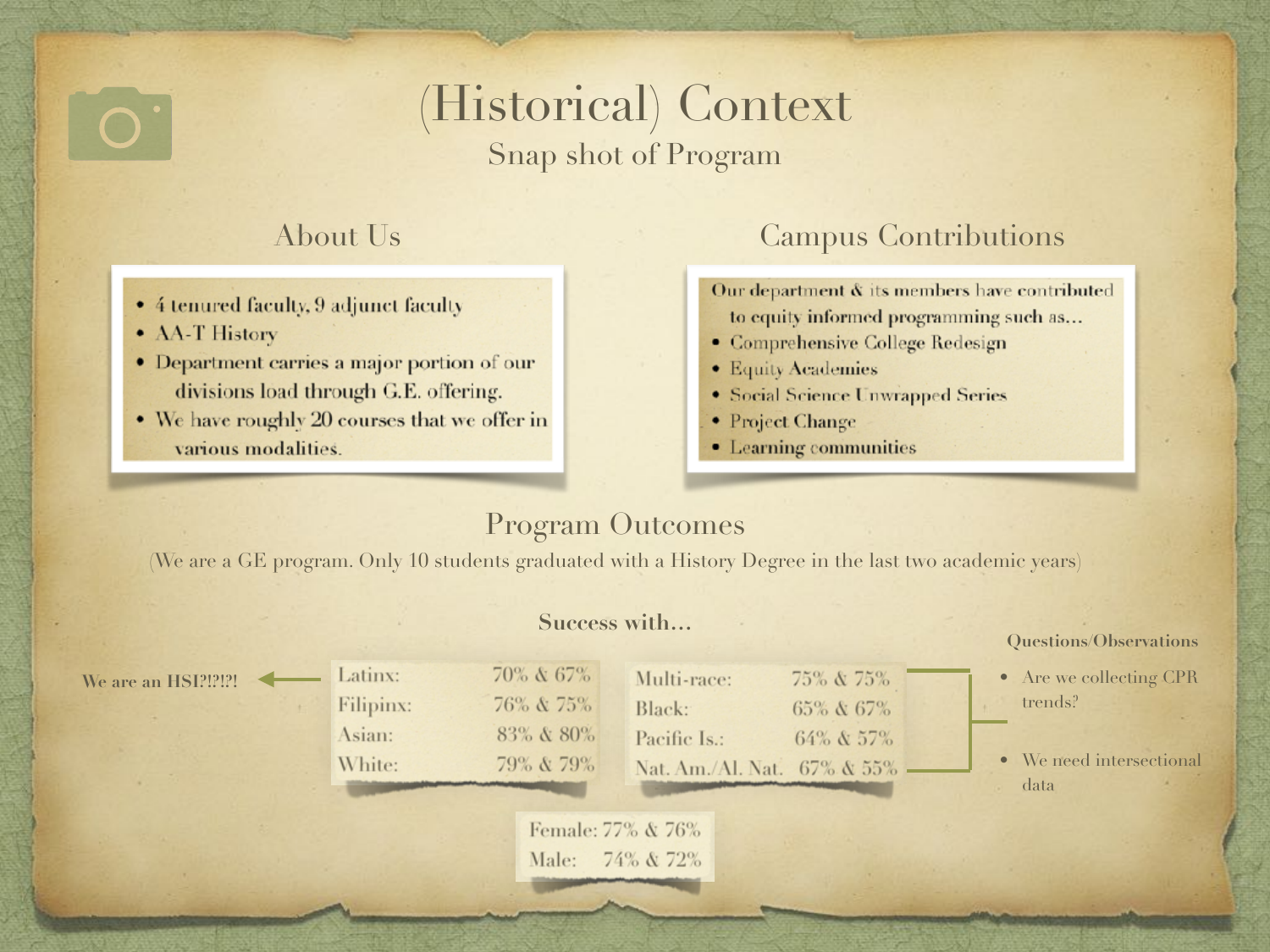# (Historical) Context

## Snap shot of Program

### About Us

- 4 tenured faculty, 9 adjunct faculty
- AA-T History
- Department carries a major portion of our divisions load through G.E. offering.
- We have roughly 20 courses that we offer in various modalities.

### Campus Contributions

Our department & its members have contributed to equity informed programming such as...

- Comprehensive College Redesign
- Equity Academies
- Social Science Unwrapped Series
- Project Change
- Learning communities

### Program Outcomes

(We are a GE program. Only 10 students graduated with a History Degree in the last two academic years)

**Success with...**

We are an HSI?!?!?!

| | |
|---|---|
| Latinx: | 70% & 67% |
| Filipinx: | 76% & 75% |
| Asian: | 83% & 80% |
| White: | 79% & 79% |

| | |
|---|---|
| Multi-race: | 75% & 75% |
| Black: | 65% & 67% |
| Pacific Is.: | 64% & 57% |
| Nat. Am./Al. Nat. | 67% & 55% |

| | |
|---|---|
| Female: | 77% & 76% |
| Male: | 74% & 72% |

**Questions/Observations**

- Are we collecting CPR trends?
- We need intersectional data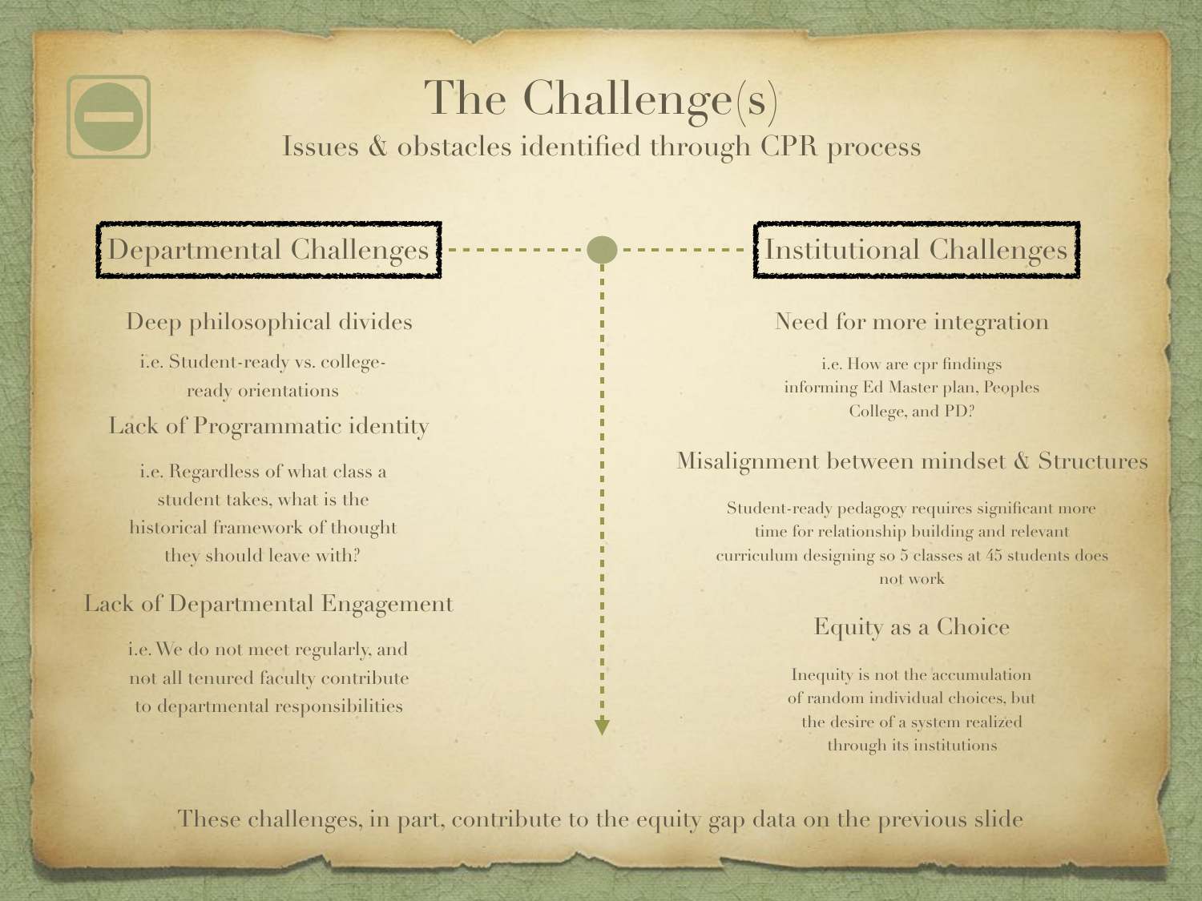# The Challenge(s)

Issues & obstacles identified through CPR process

## Departmental Challenges

### Deep philosophical divides

i.e. Student-ready vs. college-ready orientations

### Lack of Programmatic identity

i.e. Regardless of what class a student takes, what is the historical framework of thought they should leave with?

### Lack of Departmental Engagement

i.e. We do not meet regularly, and not all tenured faculty contribute to departmental responsibilities

## Institutional Challenges

### Need for more integration

i.e. How are cpr findings informing Ed Master plan, Peoples College, and PD?

### Misalignment between mindset & Structures

Student-ready pedagogy requires significant more time for relationship building and relevant curriculum designing so 5 classes at 45 students does not work

### Equity as a Choice

Inequity is not the accumulation of random individual choices, but the desire of a system realized through its institutions

These challenges, in part, contribute to the equity gap data on the previous slide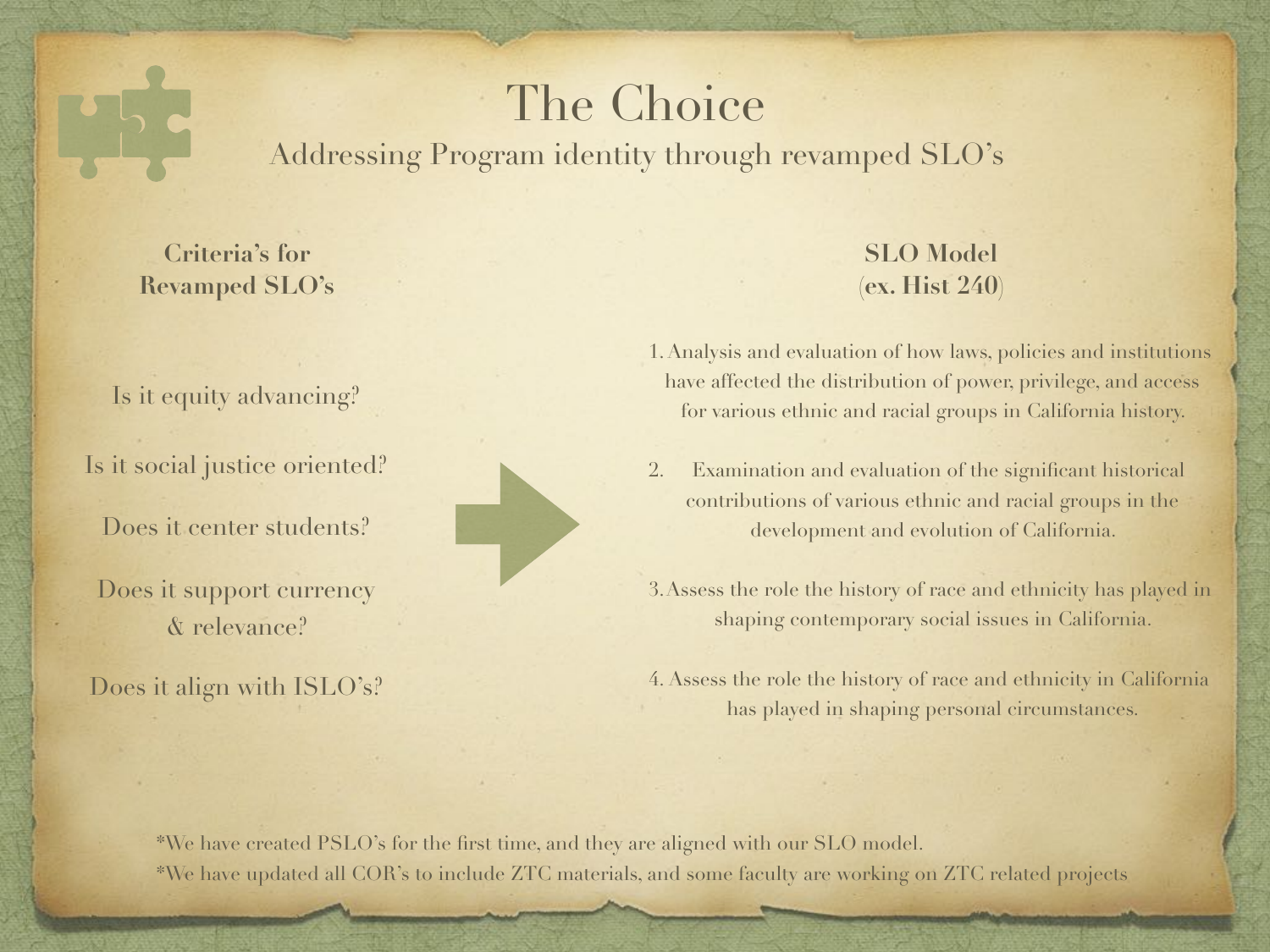# The Choice

## Addressing Program identity through revamped SLO's

### Criteria's for Revamped SLO's

Is it equity advancing?

Is it social justice oriented?

Does it center students?

Does it support currency & relevance?

Does it align with ISLO's?

### SLO Model (ex. Hist 240)

1. Analysis and evaluation of how laws, policies and institutions have affected the distribution of power, privilege, and access for various ethnic and racial groups in California history.
2. Examination and evaluation of the significant historical contributions of various ethnic and racial groups in the development and evolution of California.
3. Assess the role the history of race and ethnicity has played in shaping contemporary social issues in California.
4. Assess the role the history of race and ethnicity in California has played in shaping personal circumstances.

*We have created PSLO's for the first time, and they are aligned with our SLO model.

*We have updated all COR's to include ZTC materials, and some faculty are working on ZTC related projects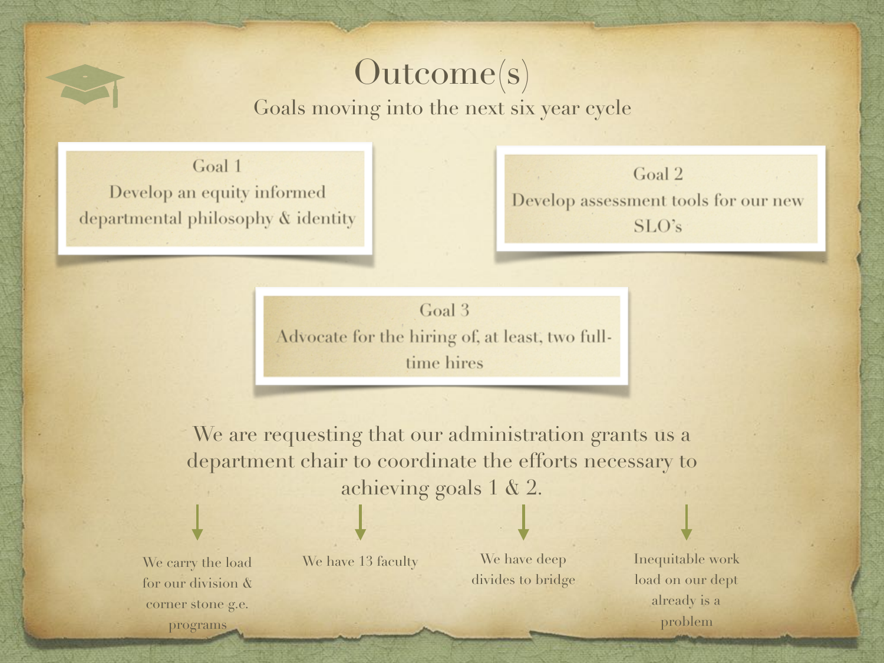# Outcome(s)

## Goals moving into the next six year cycle

**Goal 1**
Develop an equity informed departmental philosophy & identity

**Goal 2**
Develop assessment tools for our new SLO's

**Goal 3**
Advocate for the hiring of, at least, two full-time hires

We are requesting that our administration grants us a department chair to coordinate the efforts necessary to achieving goals 1 & 2.

- We carry the load for our division & corner stone g.e. programs
- We have 13 faculty
- We have deep divides to bridge
- Inequitable work load on our dept already is a problem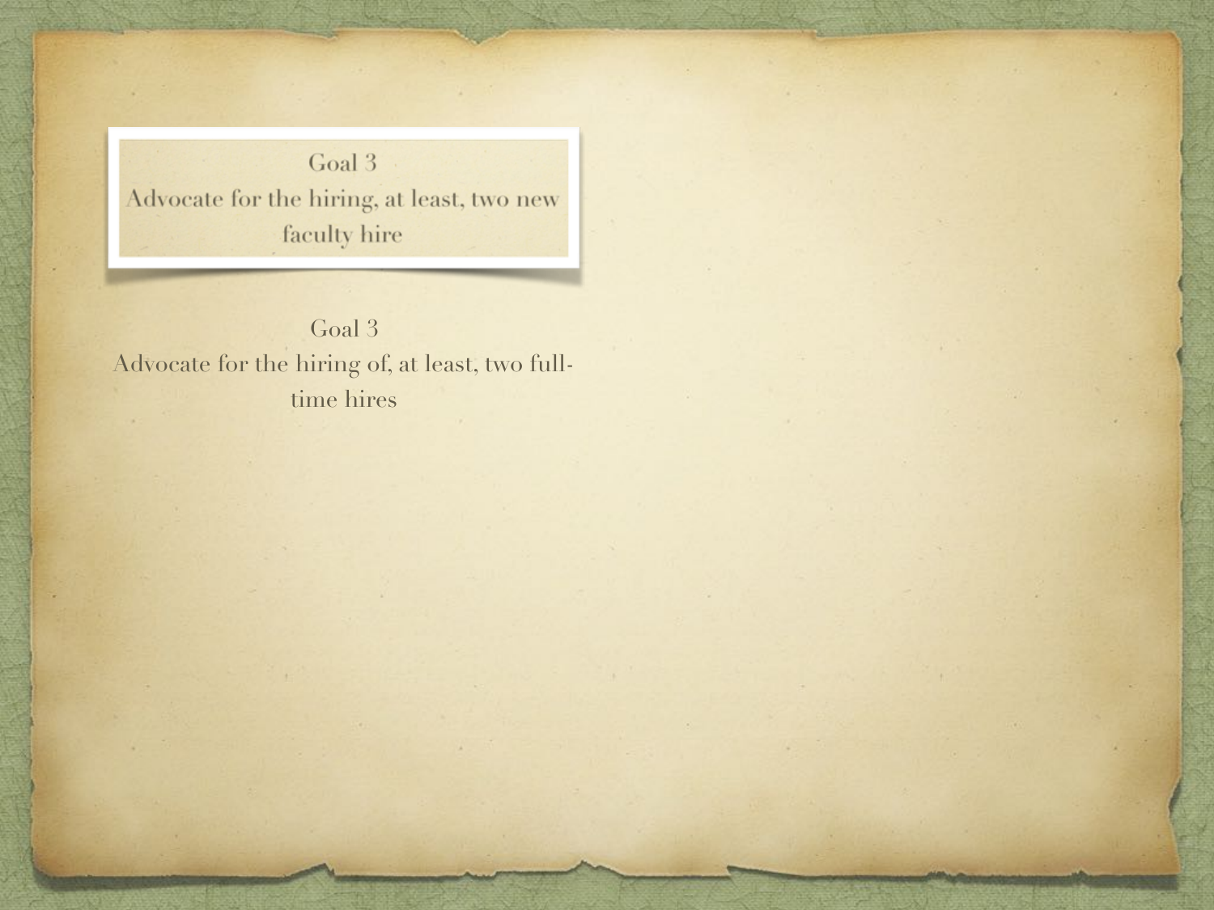Goal 3
Advocate for the hiring, at least, two new faculty hire

Goal 3
Advocate for the hiring of, at least, two full-time hires